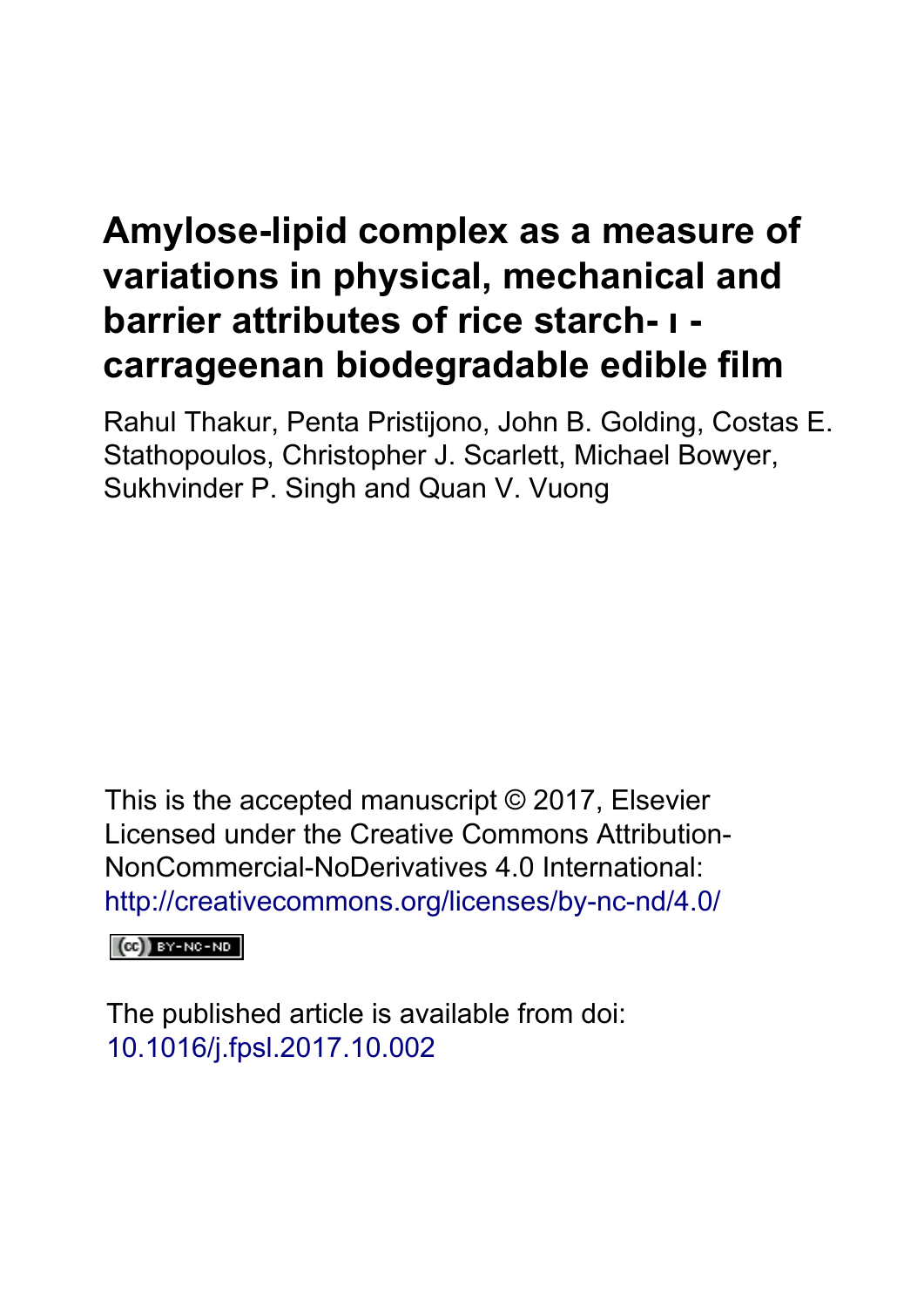# Amylose-lipid complex as a measure of variations in physical, mechanical and barrier attributes of rice starch- ι -carrageenan biodegradable edible film

Rahul Thakur, Penta Pristijono, John B. Golding, Costas E. Stathopoulos, Christopher J. Scarlett, Michael Bowyer, Sukhvinder P. Singh and Quan V. Vuong

This is the accepted manuscript © 2017, Elsevier
Licensed under the Creative Commons Attribution-NonCommercial-NoDerivatives 4.0 International:
http://creativecommons.org/licenses/by-nc-nd/4.0/

(cc) BY-NC-ND

The published article is available from doi:
10.1016/j.fpsl.2017.10.002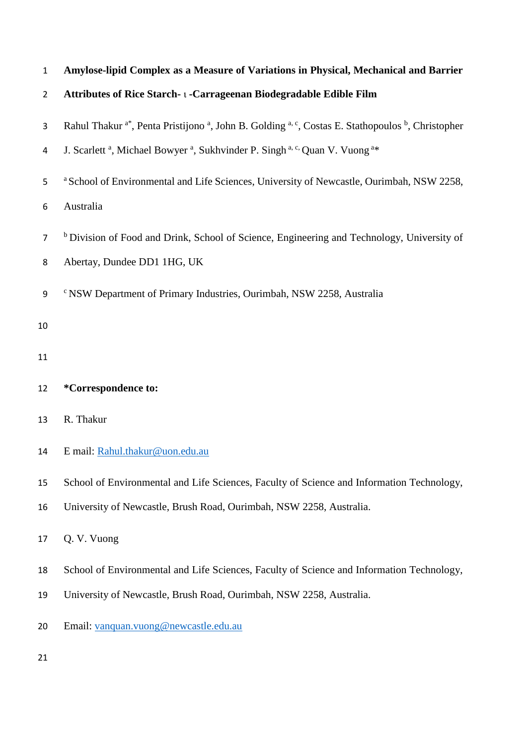# Amylose-lipid Complex as a Measure of Variations in Physical, Mechanical and Barrier Attributes of Rice Starch- ι -Carrageenan Biodegradable Edible Film

Rahul Thakur [a*], Penta Pristijono [a], John B. Golding [a, c], Costas E. Stathopoulos [b], Christopher J. Scarlett [a], Michael Bowyer [a], Sukhvinder P. Singh [a, c,] Quan V. Vuong [a*]

[a] School of Environmental and Life Sciences, University of Newcastle, Ourimbah, NSW 2258, Australia

[b] Division of Food and Drink, School of Science, Engineering and Technology, University of Abertay, Dundee DD1 1HG, UK

[c] NSW Department of Primary Industries, Ourimbah, NSW 2258, Australia

**\*Correspondence to:**

R. Thakur

E mail: Rahul.thakur@uon.edu.au

School of Environmental and Life Sciences, Faculty of Science and Information Technology, University of Newcastle, Brush Road, Ourimbah, NSW 2258, Australia.

Q. V. Vuong

School of Environmental and Life Sciences, Faculty of Science and Information Technology, University of Newcastle, Brush Road, Ourimbah, NSW 2258, Australia.

Email: vanquan.vuong@newcastle.edu.au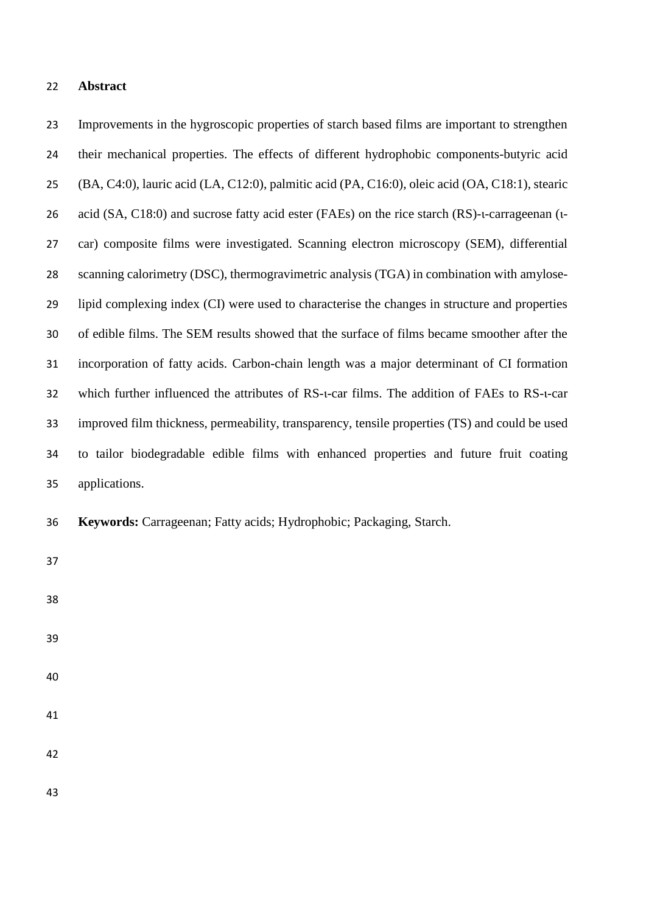## Abstract

Improvements in the hygroscopic properties of starch based films are important to strengthen their mechanical properties. The effects of different hydrophobic components-butyric acid (BA, C4:0), lauric acid (LA, C12:0), palmitic acid (PA, C16:0), oleic acid (OA, C18:1), stearic acid (SA, C18:0) and sucrose fatty acid ester (FAEs) on the rice starch (RS)-ι-carrageenan (ι-car) composite films were investigated. Scanning electron microscopy (SEM), differential scanning calorimetry (DSC), thermogravimetric analysis (TGA) in combination with amylose-lipid complexing index (CI) were used to characterise the changes in structure and properties of edible films. The SEM results showed that the surface of films became smoother after the incorporation of fatty acids. Carbon-chain length was a major determinant of CI formation which further influenced the attributes of RS-ι-car films. The addition of FAEs to RS-ι-car improved film thickness, permeability, transparency, tensile properties (TS) and could be used to tailor biodegradable edible films with enhanced properties and future fruit coating applications.

**Keywords:** Carrageenan; Fatty acids; Hydrophobic; Packaging, Starch.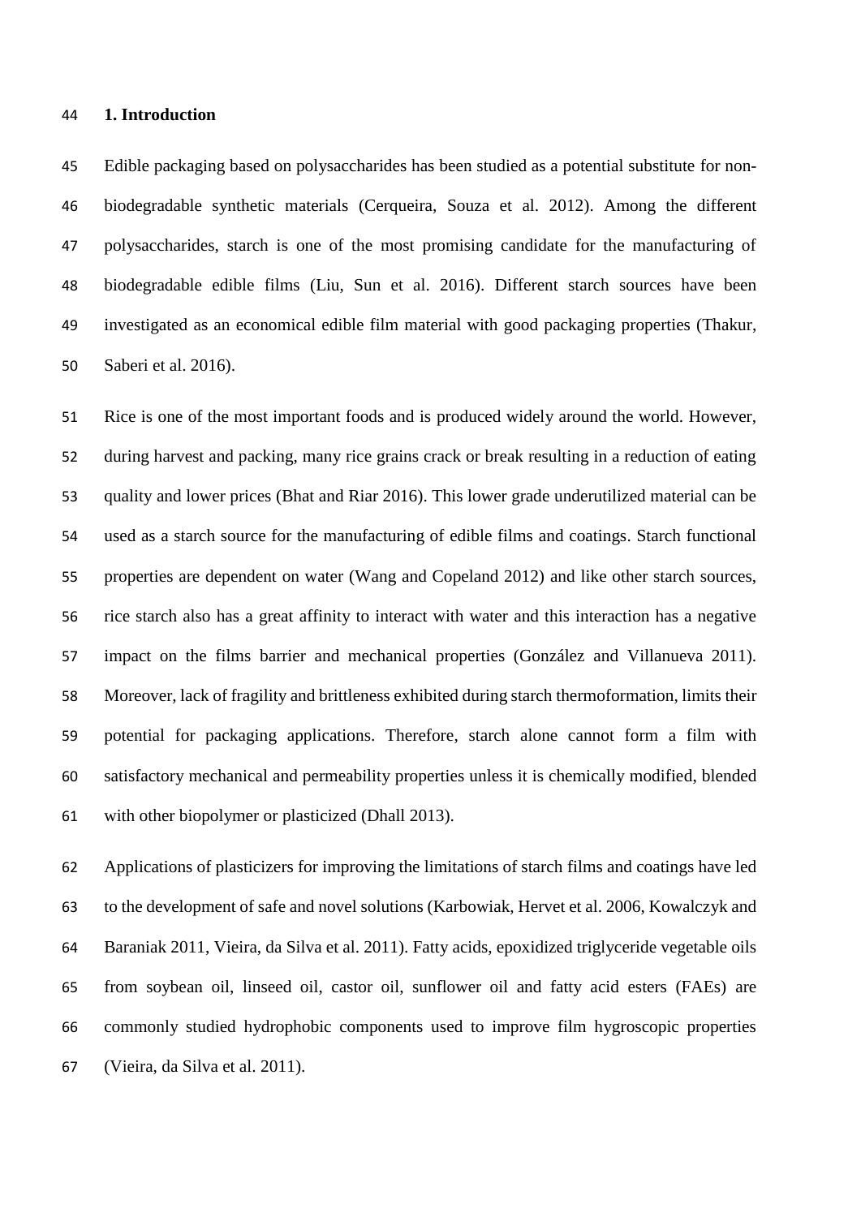# 1. Introduction

Edible packaging based on polysaccharides has been studied as a potential substitute for non-biodegradable synthetic materials (Cerqueira, Souza et al. 2012). Among the different polysaccharides, starch is one of the most promising candidate for the manufacturing of biodegradable edible films (Liu, Sun et al. 2016). Different starch sources have been investigated as an economical edible film material with good packaging properties (Thakur, Saberi et al. 2016).

Rice is one of the most important foods and is produced widely around the world. However, during harvest and packing, many rice grains crack or break resulting in a reduction of eating quality and lower prices (Bhat and Riar 2016). This lower grade underutilized material can be used as a starch source for the manufacturing of edible films and coatings. Starch functional properties are dependent on water (Wang and Copeland 2012) and like other starch sources, rice starch also has a great affinity to interact with water and this interaction has a negative impact on the films barrier and mechanical properties (González and Villanueva 2011). Moreover, lack of fragility and brittleness exhibited during starch thermoformation, limits their potential for packaging applications. Therefore, starch alone cannot form a film with satisfactory mechanical and permeability properties unless it is chemically modified, blended with other biopolymer or plasticized (Dhall 2013).

Applications of plasticizers for improving the limitations of starch films and coatings have led to the development of safe and novel solutions (Karbowiak, Hervet et al. 2006, Kowalczyk and Baraniak 2011, Vieira, da Silva et al. 2011). Fatty acids, epoxidized triglyceride vegetable oils from soybean oil, linseed oil, castor oil, sunflower oil and fatty acid esters (FAEs) are commonly studied hydrophobic components used to improve film hygroscopic properties (Vieira, da Silva et al. 2011).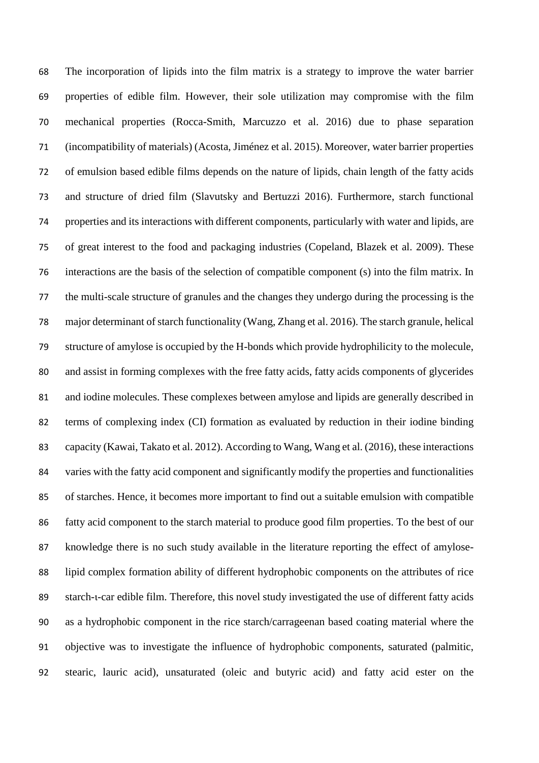The incorporation of lipids into the film matrix is a strategy to improve the water barrier properties of edible film. However, their sole utilization may compromise with the film mechanical properties (Rocca-Smith, Marcuzzo et al. 2016) due to phase separation (incompatibility of materials) (Acosta, Jiménez et al. 2015). Moreover, water barrier properties of emulsion based edible films depends on the nature of lipids, chain length of the fatty acids and structure of dried film (Slavutsky and Bertuzzi 2016). Furthermore, starch functional properties and its interactions with different components, particularly with water and lipids, are of great interest to the food and packaging industries (Copeland, Blazek et al. 2009). These interactions are the basis of the selection of compatible component (s) into the film matrix. In the multi-scale structure of granules and the changes they undergo during the processing is the major determinant of starch functionality (Wang, Zhang et al. 2016). The starch granule, helical structure of amylose is occupied by the H-bonds which provide hydrophilicity to the molecule, and assist in forming complexes with the free fatty acids, fatty acids components of glycerides and iodine molecules. These complexes between amylose and lipids are generally described in terms of complexing index (CI) formation as evaluated by reduction in their iodine binding capacity (Kawai, Takato et al. 2012). According to Wang, Wang et al. (2016), these interactions varies with the fatty acid component and significantly modify the properties and functionalities of starches. Hence, it becomes more important to find out a suitable emulsion with compatible fatty acid component to the starch material to produce good film properties. To the best of our knowledge there is no such study available in the literature reporting the effect of amylose-lipid complex formation ability of different hydrophobic components on the attributes of rice starch-ι-car edible film. Therefore, this novel study investigated the use of different fatty acids as a hydrophobic component in the rice starch/carrageenan based coating material where the objective was to investigate the influence of hydrophobic components, saturated (palmitic, stearic, lauric acid), unsaturated (oleic and butyric acid) and fatty acid ester on the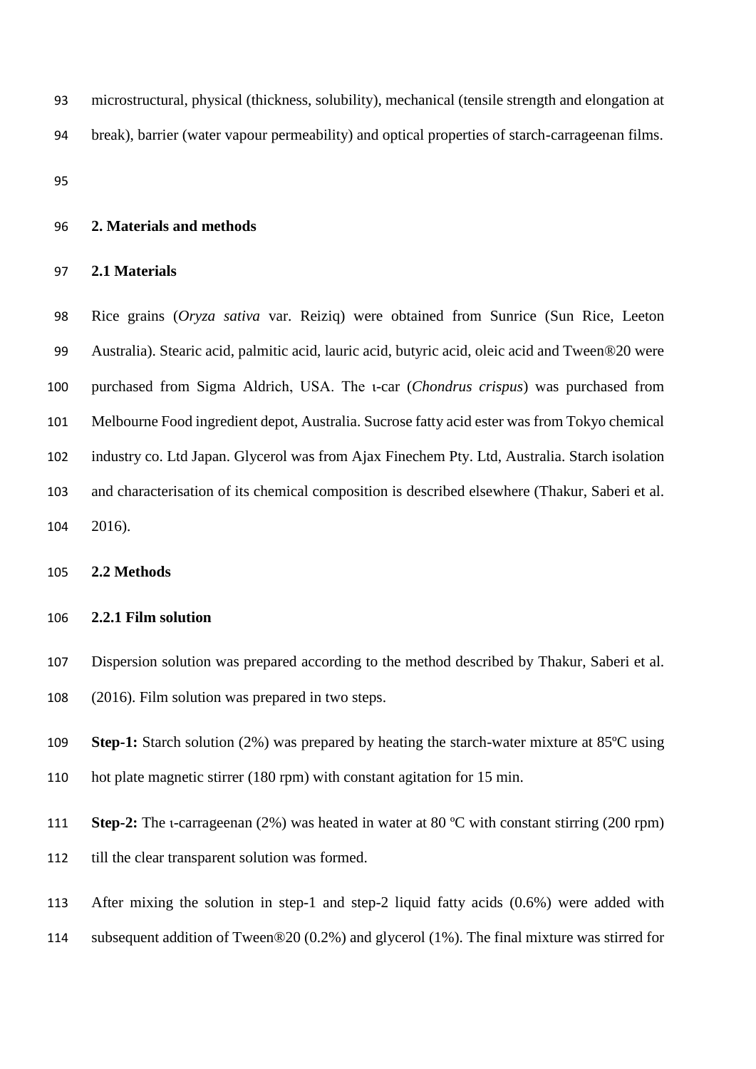microstructural, physical (thickness, solubility), mechanical (tensile strength and elongation at break), barrier (water vapour permeability) and optical properties of starch-carrageenan films.

## 2. Materials and methods

### 2.1 Materials

Rice grains (*Oryza sativa* var. Reiziq) were obtained from Sunrice (Sun Rice, Leeton Australia). Stearic acid, palmitic acid, lauric acid, butyric acid, oleic acid and Tween®20 were purchased from Sigma Aldrich, USA. The ι-car (*Chondrus crispus*) was purchased from Melbourne Food ingredient depot, Australia. Sucrose fatty acid ester was from Tokyo chemical industry co. Ltd Japan. Glycerol was from Ajax Finechem Pty. Ltd, Australia. Starch isolation and characterisation of its chemical composition is described elsewhere (Thakur, Saberi et al. 2016).

### 2.2 Methods

#### 2.2.1 Film solution

Dispersion solution was prepared according to the method described by Thakur, Saberi et al. (2016). Film solution was prepared in two steps.

**Step-1:** Starch solution (2%) was prepared by heating the starch-water mixture at 85ºC using hot plate magnetic stirrer (180 rpm) with constant agitation for 15 min.

**Step-2:** The ι-carrageenan (2%) was heated in water at 80 ºC with constant stirring (200 rpm) till the clear transparent solution was formed.

After mixing the solution in step-1 and step-2 liquid fatty acids (0.6%) were added with subsequent addition of Tween®20 (0.2%) and glycerol (1%). The final mixture was stirred for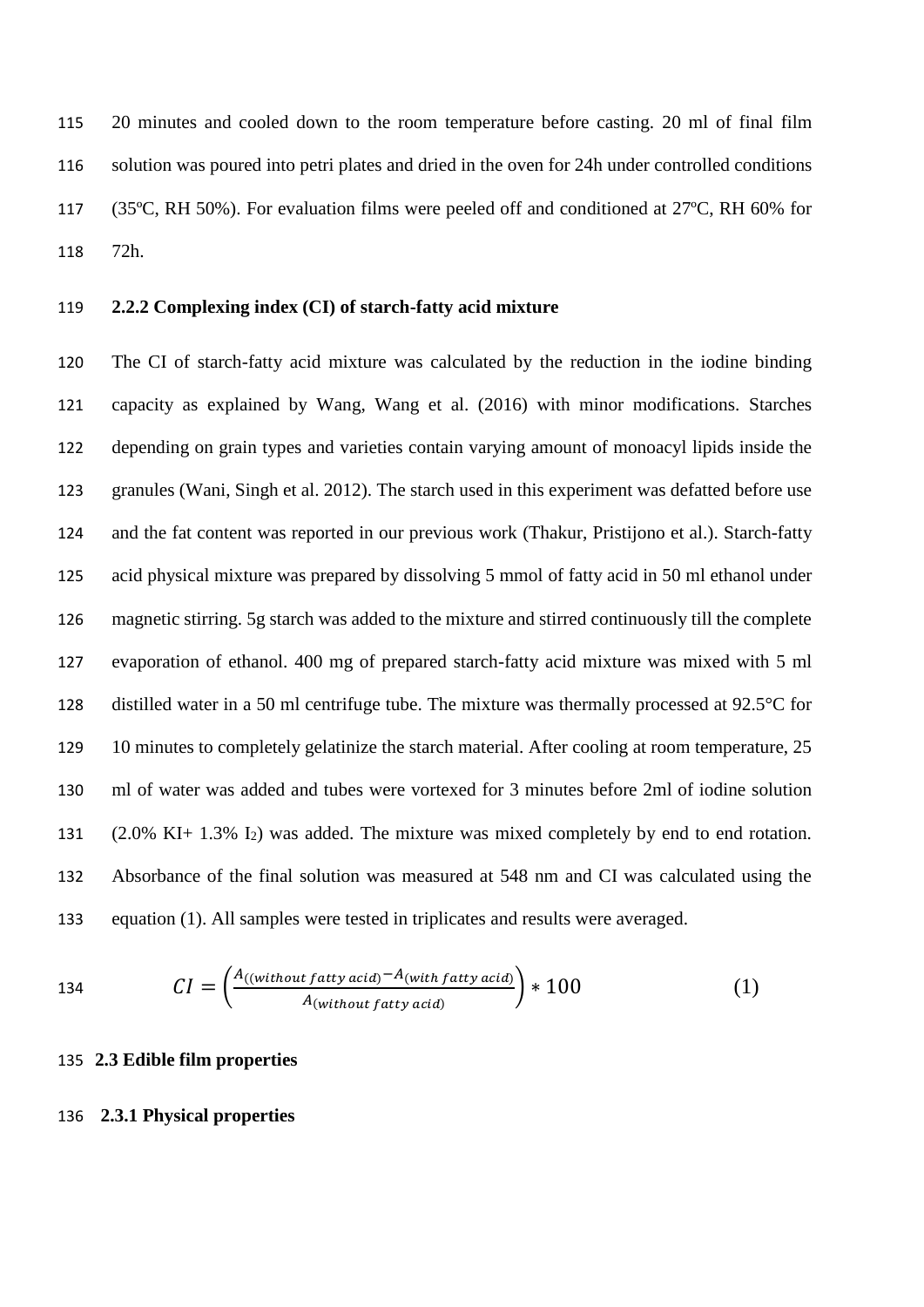20 minutes and cooled down to the room temperature before casting. 20 ml of final film solution was poured into petri plates and dried in the oven for 24h under controlled conditions (35ºC, RH 50%). For evaluation films were peeled off and conditioned at 27ºC, RH 60% for 72h.

### 2.2.2 Complexing index (CI) of starch-fatty acid mixture

The CI of starch-fatty acid mixture was calculated by the reduction in the iodine binding capacity as explained by Wang, Wang et al. (2016) with minor modifications. Starches depending on grain types and varieties contain varying amount of monoacyl lipids inside the granules (Wani, Singh et al. 2012). The starch used in this experiment was defatted before use and the fat content was reported in our previous work (Thakur, Pristijono et al.). Starch-fatty acid physical mixture was prepared by dissolving 5 mmol of fatty acid in 50 ml ethanol under magnetic stirring. 5g starch was added to the mixture and stirred continuously till the complete evaporation of ethanol. 400 mg of prepared starch-fatty acid mixture was mixed with 5 ml distilled water in a 50 ml centrifuge tube. The mixture was thermally processed at 92.5°C for 10 minutes to completely gelatinize the starch material. After cooling at room temperature, 25 ml of water was added and tubes were vortexed for 3 minutes before 2ml of iodine solution (2.0% KI+ 1.3% $I_2$) was added. The mixture was mixed completely by end to end rotation. Absorbance of the final solution was measured at 548 nm and CI was calculated using the equation (1). All samples were tested in triplicates and results were averaged.

$$CI = \left(\frac{A_{((without\ fatty\ acid)} - A_{(with\ fatty\ acid)}}{A_{(without\ fatty\ acid)}}\right) * 100 \qquad (1)$$

## 2.3 Edible film properties

### 2.3.1 Physical properties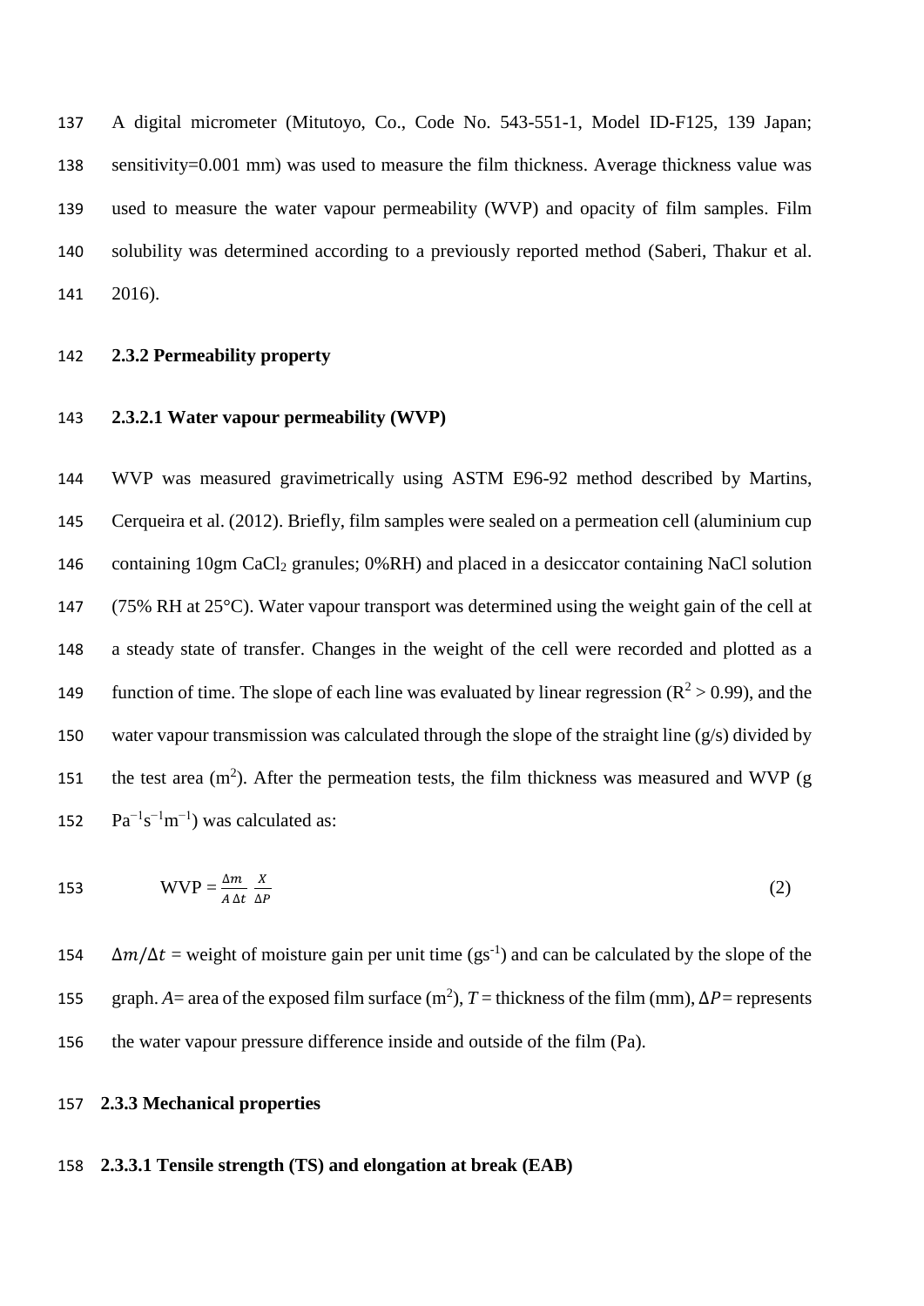A digital micrometer (Mitutoyo, Co., Code No. 543-551-1, Model ID-F125, 139 Japan; sensitivity=0.001 mm) was used to measure the film thickness. Average thickness value was used to measure the water vapour permeability (WVP) and opacity of film samples. Film solubility was determined according to a previously reported method (Saberi, Thakur et al. 2016).

### 2.3.2 Permeability property

#### 2.3.2.1 Water vapour permeability (WVP)

WVP was measured gravimetrically using ASTM E96-92 method described by Martins, Cerqueira et al. (2012). Briefly, film samples were sealed on a permeation cell (aluminium cup containing 10gm $CaCl_2$ granules; 0%RH) and placed in a desiccator containing NaCl solution (75% RH at 25°C). Water vapour transport was determined using the weight gain of the cell at a steady state of transfer. Changes in the weight of the cell were recorded and plotted as a function of time. The slope of each line was evaluated by linear regression ($R^2 > 0.99$), and the water vapour transmission was calculated through the slope of the straight line (g/s) divided by the test area ($m^2$). After the permeation tests, the film thickness was measured and WVP (g $Pa^{-1}s^{-1}m^{-1}$) was calculated as:

$$\text{WVP} = \frac{\Delta m}{A\,\Delta t}\,\frac{X}{\Delta P} \tag{2}$$

$\Delta m/\Delta t$ = weight of moisture gain per unit time ($gs^{-1}$) and can be calculated by the slope of the graph. $A$= area of the exposed film surface ($m^2$), $T$ = thickness of the film (mm), $\Delta P$= represents the water vapour pressure difference inside and outside of the film (Pa).

### 2.3.3 Mechanical properties

#### 2.3.3.1 Tensile strength (TS) and elongation at break (EAB)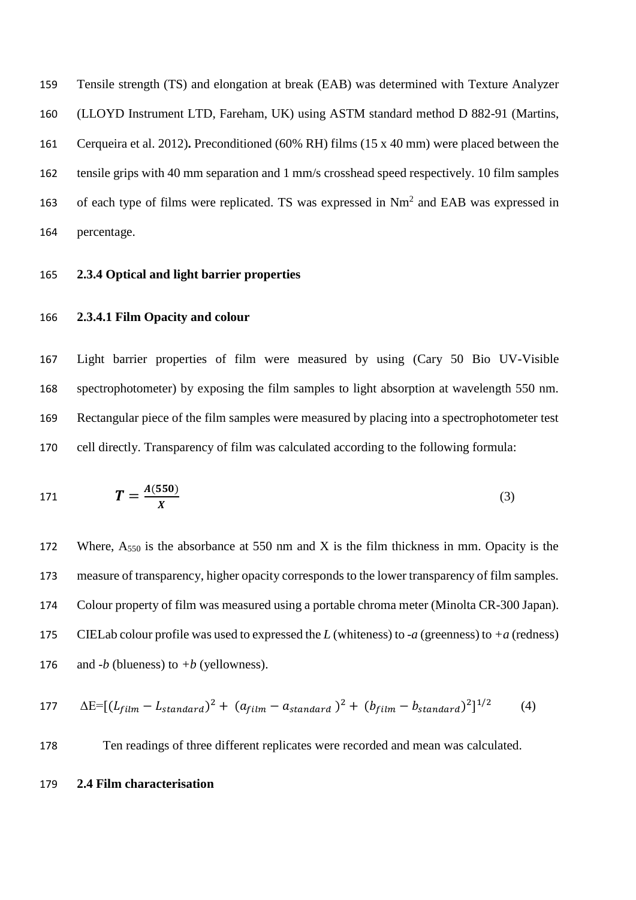Tensile strength (TS) and elongation at break (EAB) was determined with Texture Analyzer (LLOYD Instrument LTD, Fareham, UK) using ASTM standard method D 882-91 (Martins, Cerqueira et al. 2012)**.** Preconditioned (60% RH) films (15 x 40 mm) were placed between the tensile grips with 40 mm separation and 1 mm/s crosshead speed respectively. 10 film samples of each type of films were replicated. TS was expressed in $Nm^2$ and EAB was expressed in percentage.

### 2.3.4 Optical and light barrier properties

#### 2.3.4.1 Film Opacity and colour

Light barrier properties of film were measured by using (Cary 50 Bio UV-Visible spectrophotometer) by exposing the film samples to light absorption at wavelength 550 nm. Rectangular piece of the film samples were measured by placing into a spectrophotometer test cell directly. Transparency of film was calculated according to the following formula:

$$\boldsymbol{T} = \frac{\boldsymbol{A}(\mathbf{550})}{\boldsymbol{X}} \tag{3}$$

Where, $A_{550}$ is the absorbance at 550 nm and X is the film thickness in mm. Opacity is the measure of transparency, higher opacity corresponds to the lower transparency of film samples. Colour property of film was measured using a portable chroma meter (Minolta CR-300 Japan). CIELab colour profile was used to expressed the *L* (whiteness) to *-a* (greenness) to *+a* (redness) and *-b* (blueness) to *+b* (yellowness).

$$\Delta E = [(L_{film} - L_{standard})^2 + (a_{film} - a_{standard})^2 + (b_{film} - b_{standard})^2]^{1/2} \tag{4}$$

Ten readings of three different replicates were recorded and mean was calculated.

### 2.4 Film characterisation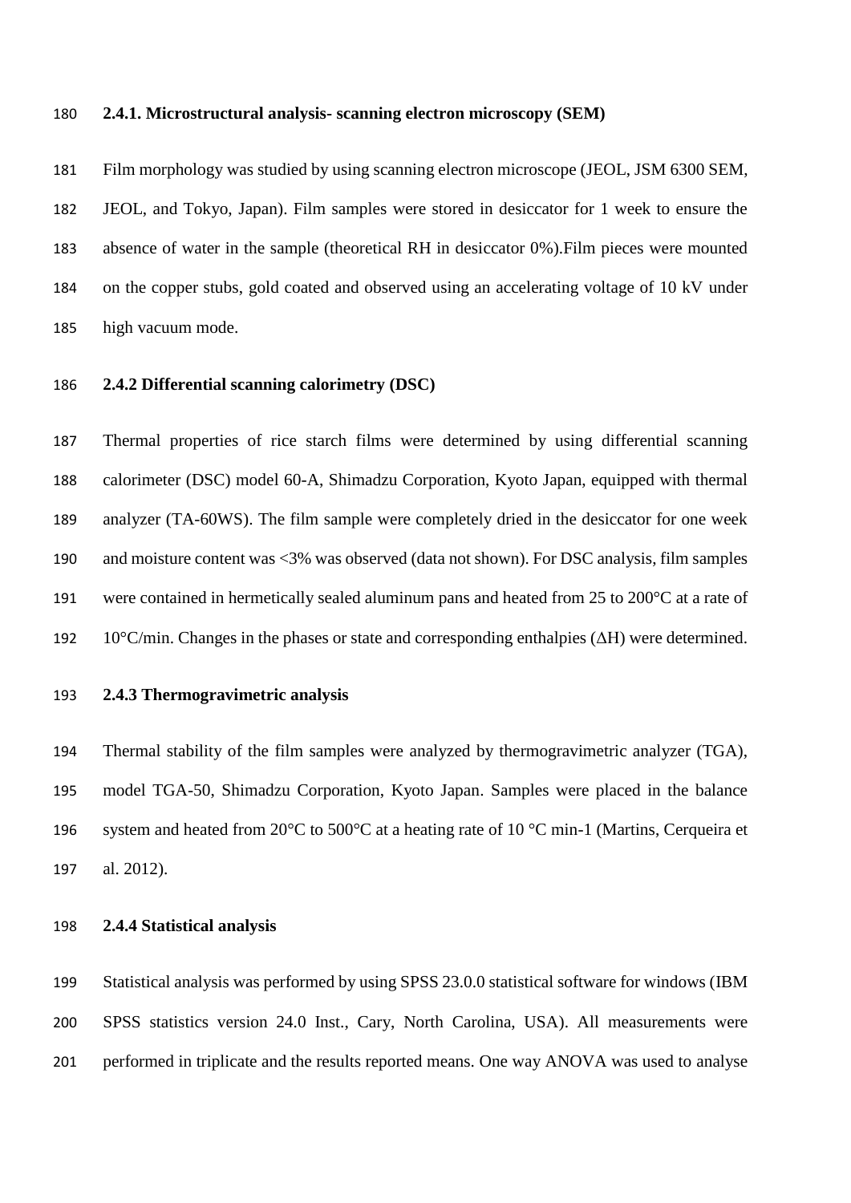#### 2.4.1. Microstructural analysis- scanning electron microscopy (SEM)

Film morphology was studied by using scanning electron microscope (JEOL, JSM 6300 SEM, JEOL, and Tokyo, Japan). Film samples were stored in desiccator for 1 week to ensure the absence of water in the sample (theoretical RH in desiccator 0%).Film pieces were mounted on the copper stubs, gold coated and observed using an accelerating voltage of 10 kV under high vacuum mode.

#### 2.4.2 Differential scanning calorimetry (DSC)

Thermal properties of rice starch films were determined by using differential scanning calorimeter (DSC) model 60-A, Shimadzu Corporation, Kyoto Japan, equipped with thermal analyzer (TA-60WS). The film sample were completely dried in the desiccator for one week and moisture content was <3% was observed (data not shown). For DSC analysis, film samples were contained in hermetically sealed aluminum pans and heated from 25 to 200°C at a rate of 10°C/min. Changes in the phases or state and corresponding enthalpies (ΔH) were determined.

#### 2.4.3 Thermogravimetric analysis

Thermal stability of the film samples were analyzed by thermogravimetric analyzer (TGA), model TGA-50, Shimadzu Corporation, Kyoto Japan. Samples were placed in the balance system and heated from 20°C to 500°C at a heating rate of 10 °C min-1 (Martins, Cerqueira et al. 2012).

#### 2.4.4 Statistical analysis

Statistical analysis was performed by using SPSS 23.0.0 statistical software for windows (IBM SPSS statistics version 24.0 Inst., Cary, North Carolina, USA). All measurements were performed in triplicate and the results reported means. One way ANOVA was used to analyse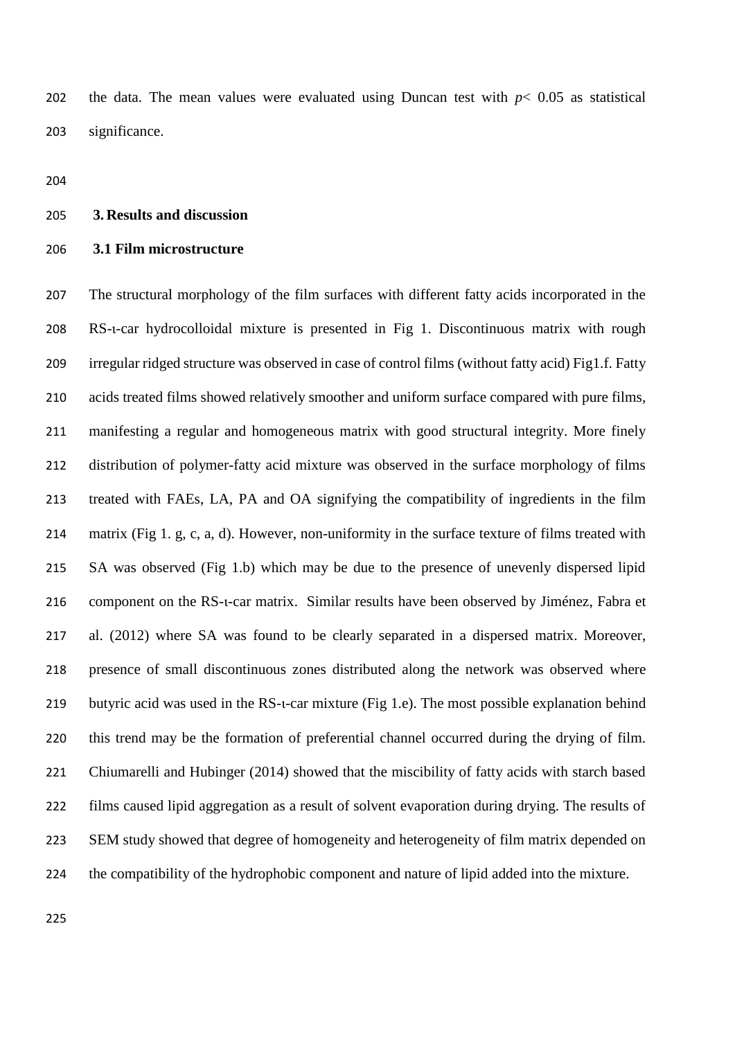the data. The mean values were evaluated using Duncan test with $p < 0.05$ as statistical significance.

## 3. Results and discussion

### 3.1 Film microstructure

The structural morphology of the film surfaces with different fatty acids incorporated in the RS-ι-car hydrocolloidal mixture is presented in Fig 1. Discontinuous matrix with rough irregular ridged structure was observed in case of control films (without fatty acid) Fig1.f. Fatty acids treated films showed relatively smoother and uniform surface compared with pure films, manifesting a regular and homogeneous matrix with good structural integrity. More finely distribution of polymer-fatty acid mixture was observed in the surface morphology of films treated with FAEs, LA, PA and OA signifying the compatibility of ingredients in the film matrix (Fig 1. g, c, a, d). However, non-uniformity in the surface texture of films treated with SA was observed (Fig 1.b) which may be due to the presence of unevenly dispersed lipid component on the RS-ι-car matrix. Similar results have been observed by Jiménez, Fabra et al. (2012) where SA was found to be clearly separated in a dispersed matrix. Moreover, presence of small discontinuous zones distributed along the network was observed where butyric acid was used in the RS-ι-car mixture (Fig 1.e). The most possible explanation behind this trend may be the formation of preferential channel occurred during the drying of film. Chiumarelli and Hubinger (2014) showed that the miscibility of fatty acids with starch based films caused lipid aggregation as a result of solvent evaporation during drying. The results of SEM study showed that degree of homogeneity and heterogeneity of film matrix depended on the compatibility of the hydrophobic component and nature of lipid added into the mixture.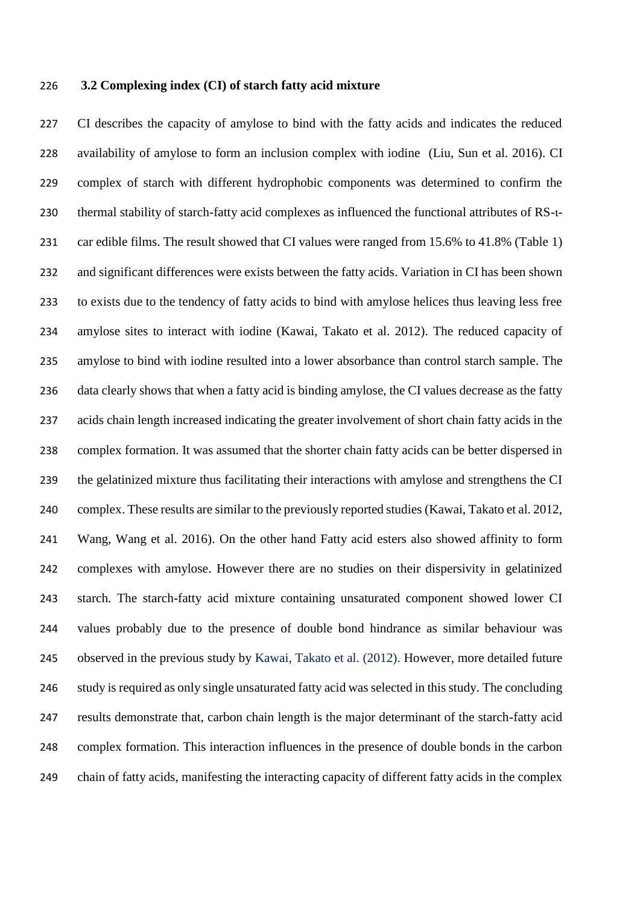### 3.2 Complexing index (CI) of starch fatty acid mixture

CI describes the capacity of amylose to bind with the fatty acids and indicates the reduced availability of amylose to form an inclusion complex with iodine (Liu, Sun et al. 2016). CI complex of starch with different hydrophobic components was determined to confirm the thermal stability of starch-fatty acid complexes as influenced the functional attributes of RS-ι-car edible films. The result showed that CI values were ranged from 15.6% to 41.8% (Table 1) and significant differences were exists between the fatty acids. Variation in CI has been shown to exists due to the tendency of fatty acids to bind with amylose helices thus leaving less free amylose sites to interact with iodine (Kawai, Takato et al. 2012). The reduced capacity of amylose to bind with iodine resulted into a lower absorbance than control starch sample. The data clearly shows that when a fatty acid is binding amylose, the CI values decrease as the fatty acids chain length increased indicating the greater involvement of short chain fatty acids in the complex formation. It was assumed that the shorter chain fatty acids can be better dispersed in the gelatinized mixture thus facilitating their interactions with amylose and strengthens the CI complex. These results are similar to the previously reported studies (Kawai, Takato et al. 2012, Wang, Wang et al. 2016). On the other hand Fatty acid esters also showed affinity to form complexes with amylose. However there are no studies on their dispersivity in gelatinized starch. The starch-fatty acid mixture containing unsaturated component showed lower CI values probably due to the presence of double bond hindrance as similar behaviour was observed in the previous study by Kawai, Takato et al. (2012). However, more detailed future study is required as only single unsaturated fatty acid was selected in this study. The concluding results demonstrate that, carbon chain length is the major determinant of the starch-fatty acid complex formation. This interaction influences in the presence of double bonds in the carbon chain of fatty acids, manifesting the interacting capacity of different fatty acids in the complex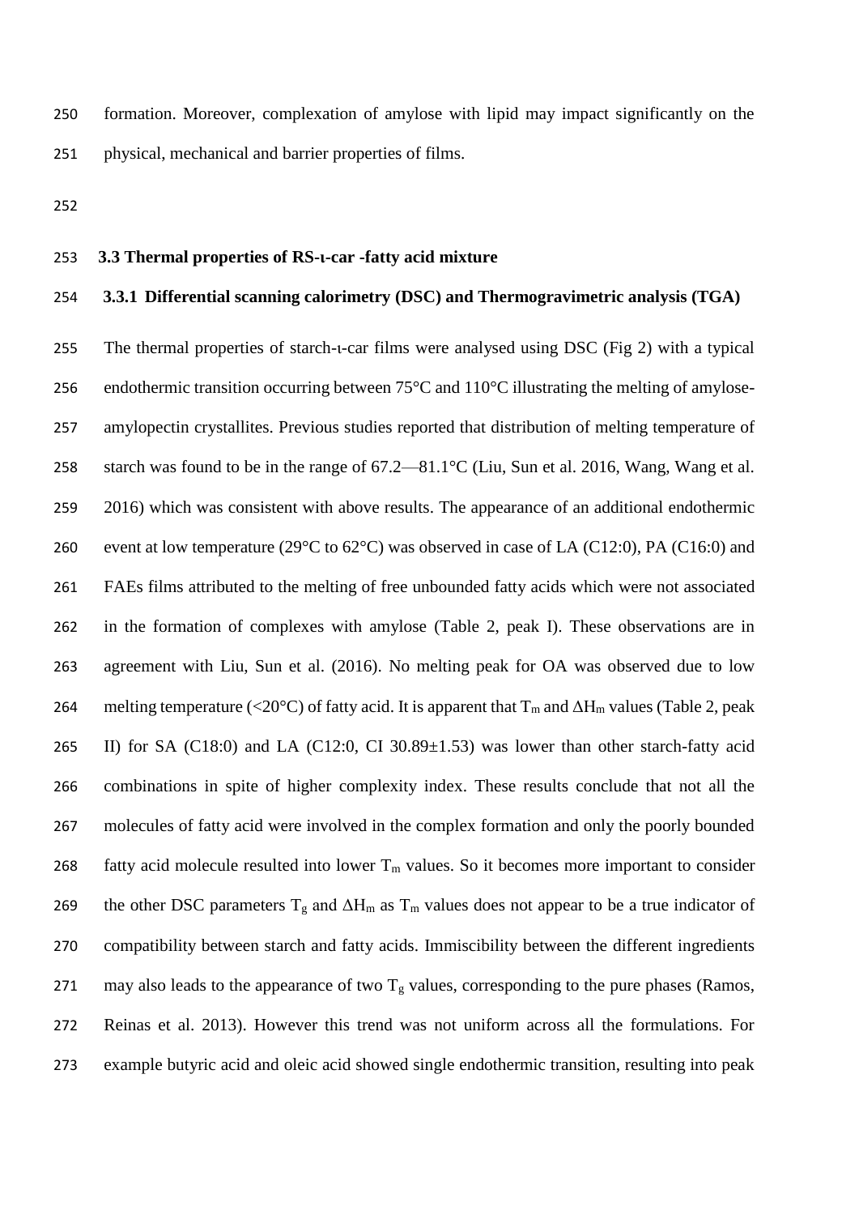formation. Moreover, complexation of amylose with lipid may impact significantly on the physical, mechanical and barrier properties of films.

### 3.3 Thermal properties of RS-ι-car -fatty acid mixture

#### 3.3.1 Differential scanning calorimetry (DSC) and Thermogravimetric analysis (TGA)

The thermal properties of starch-ι-car films were analysed using DSC (Fig 2) with a typical endothermic transition occurring between 75°C and 110°C illustrating the melting of amylose-amylopectin crystallites. Previous studies reported that distribution of melting temperature of starch was found to be in the range of 67.2—81.1°C (Liu, Sun et al. 2016, Wang, Wang et al. 2016) which was consistent with above results. The appearance of an additional endothermic event at low temperature (29°C to 62°C) was observed in case of LA (C12:0), PA (C16:0) and FAEs films attributed to the melting of free unbounded fatty acids which were not associated in the formation of complexes with amylose (Table 2, peak I). These observations are in agreement with Liu, Sun et al. (2016). No melting peak for OA was observed due to low melting temperature (<20°C) of fatty acid. It is apparent that $T_m$ and $\Delta H_m$ values (Table 2, peak II) for SA (C18:0) and LA (C12:0, CI 30.89±1.53) was lower than other starch-fatty acid combinations in spite of higher complexity index. These results conclude that not all the molecules of fatty acid were involved in the complex formation and only the poorly bounded fatty acid molecule resulted into lower $T_m$ values. So it becomes more important to consider the other DSC parameters $T_g$ and $\Delta H_m$ as $T_m$ values does not appear to be a true indicator of compatibility between starch and fatty acids. Immiscibility between the different ingredients may also leads to the appearance of two $T_g$ values, corresponding to the pure phases (Ramos, Reinas et al. 2013). However this trend was not uniform across all the formulations. For example butyric acid and oleic acid showed single endothermic transition, resulting into peak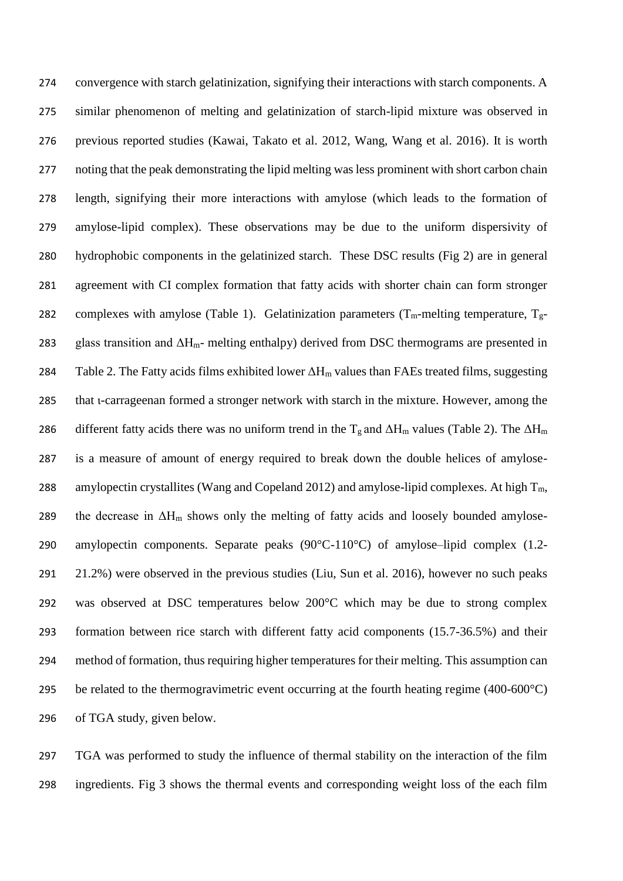convergence with starch gelatinization, signifying their interactions with starch components. A similar phenomenon of melting and gelatinization of starch-lipid mixture was observed in previous reported studies (Kawai, Takato et al. 2012, Wang, Wang et al. 2016). It is worth noting that the peak demonstrating the lipid melting was less prominent with short carbon chain length, signifying their more interactions with amylose (which leads to the formation of amylose-lipid complex). These observations may be due to the uniform dispersivity of hydrophobic components in the gelatinized starch. These DSC results (Fig 2) are in general agreement with CI complex formation that fatty acids with shorter chain can form stronger complexes with amylose (Table 1). Gelatinization parameters ($T_m$-melting temperature, $T_g$-glass transition and $\Delta H_m$- melting enthalpy) derived from DSC thermograms are presented in Table 2. The Fatty acids films exhibited lower $\Delta H_m$ values than FAEs treated films, suggesting that ι-carrageenan formed a stronger network with starch in the mixture. However, among the different fatty acids there was no uniform trend in the $T_g$ and $\Delta H_m$ values (Table 2). The $\Delta H_m$ is a measure of amount of energy required to break down the double helices of amylose-amylopectin crystallites (Wang and Copeland 2012) and amylose-lipid complexes. At high $T_m$, the decrease in $\Delta H_m$ shows only the melting of fatty acids and loosely bounded amylose-amylopectin components. Separate peaks (90°C-110°C) of amylose–lipid complex (1.2-21.2%) were observed in the previous studies (Liu, Sun et al. 2016), however no such peaks was observed at DSC temperatures below 200°C which may be due to strong complex formation between rice starch with different fatty acid components (15.7-36.5%) and their method of formation, thus requiring higher temperatures for their melting. This assumption can be related to the thermogravimetric event occurring at the fourth heating regime (400-600°C) of TGA study, given below.

TGA was performed to study the influence of thermal stability on the interaction of the film ingredients. Fig 3 shows the thermal events and corresponding weight loss of the each film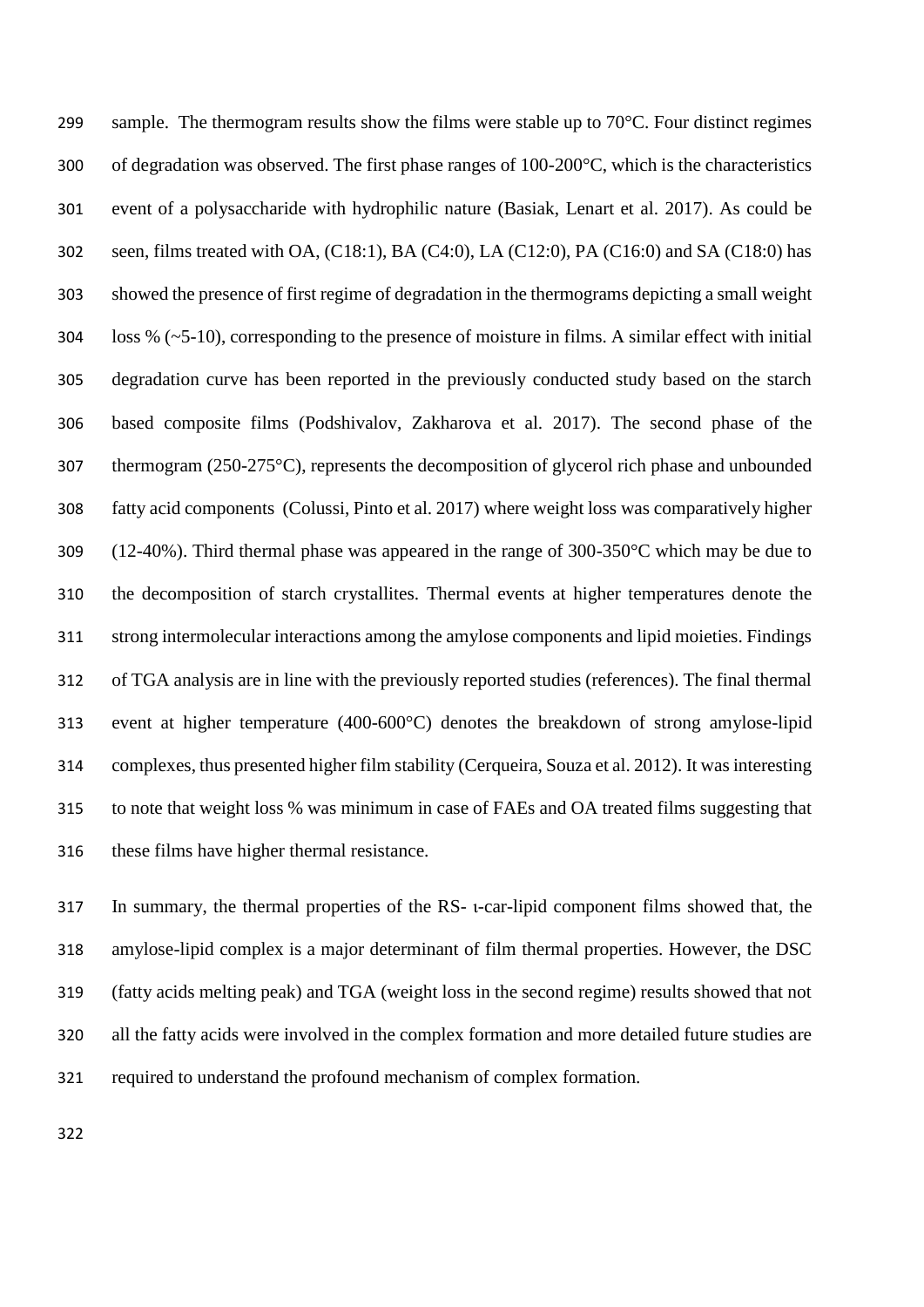sample. The thermogram results show the films were stable up to 70°C. Four distinct regimes of degradation was observed. The first phase ranges of 100-200°C, which is the characteristics event of a polysaccharide with hydrophilic nature (Basiak, Lenart et al. 2017). As could be seen, films treated with OA, (C18:1), BA (C4:0), LA (C12:0), PA (C16:0) and SA (C18:0) has showed the presence of first regime of degradation in the thermograms depicting a small weight loss % (~5-10), corresponding to the presence of moisture in films. A similar effect with initial degradation curve has been reported in the previously conducted study based on the starch based composite films (Podshivalov, Zakharova et al. 2017). The second phase of the thermogram (250-275°C), represents the decomposition of glycerol rich phase and unbounded fatty acid components (Colussi, Pinto et al. 2017) where weight loss was comparatively higher (12-40%). Third thermal phase was appeared in the range of 300-350°C which may be due to the decomposition of starch crystallites. Thermal events at higher temperatures denote the strong intermolecular interactions among the amylose components and lipid moieties. Findings of TGA analysis are in line with the previously reported studies (references). The final thermal event at higher temperature (400-600°C) denotes the breakdown of strong amylose-lipid complexes, thus presented higher film stability (Cerqueira, Souza et al. 2012). It was interesting to note that weight loss % was minimum in case of FAEs and OA treated films suggesting that these films have higher thermal resistance.

In summary, the thermal properties of the RS- ι-car-lipid component films showed that, the amylose-lipid complex is a major determinant of film thermal properties. However, the DSC (fatty acids melting peak) and TGA (weight loss in the second regime) results showed that not all the fatty acids were involved in the complex formation and more detailed future studies are required to understand the profound mechanism of complex formation.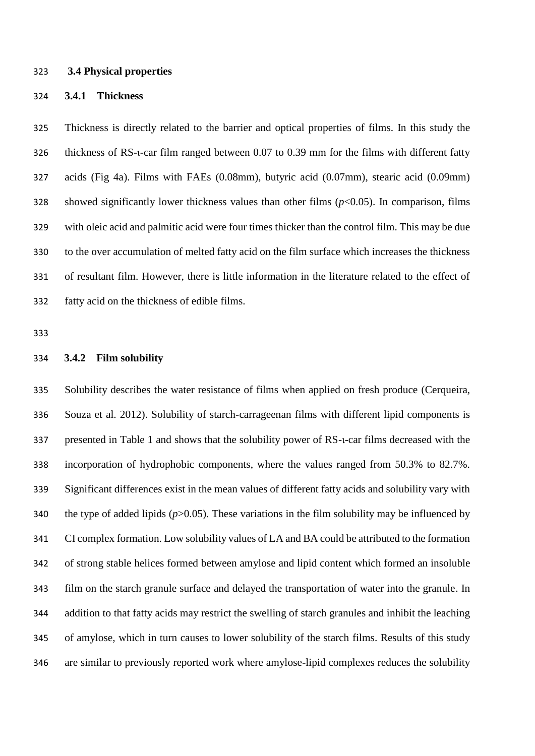### 3.4 Physical properties

#### 3.4.1 Thickness

Thickness is directly related to the barrier and optical properties of films. In this study the thickness of RS-ι-car film ranged between 0.07 to 0.39 mm for the films with different fatty acids (Fig 4a). Films with FAEs (0.08mm), butyric acid (0.07mm), stearic acid (0.09mm) showed significantly lower thickness values than other films ($p$<0.05). In comparison, films with oleic acid and palmitic acid were four times thicker than the control film. This may be due to the over accumulation of melted fatty acid on the film surface which increases the thickness of resultant film. However, there is little information in the literature related to the effect of fatty acid on the thickness of edible films.

#### 3.4.2 Film solubility

Solubility describes the water resistance of films when applied on fresh produce (Cerqueira, Souza et al. 2012). Solubility of starch-carrageenan films with different lipid components is presented in Table 1 and shows that the solubility power of RS-ι-car films decreased with the incorporation of hydrophobic components, where the values ranged from 50.3% to 82.7%. Significant differences exist in the mean values of different fatty acids and solubility vary with the type of added lipids ($p$>0.05). These variations in the film solubility may be influenced by CI complex formation. Low solubility values of LA and BA could be attributed to the formation of strong stable helices formed between amylose and lipid content which formed an insoluble film on the starch granule surface and delayed the transportation of water into the granule. In addition to that fatty acids may restrict the swelling of starch granules and inhibit the leaching of amylose, which in turn causes to lower solubility of the starch films. Results of this study are similar to previously reported work where amylose-lipid complexes reduces the solubility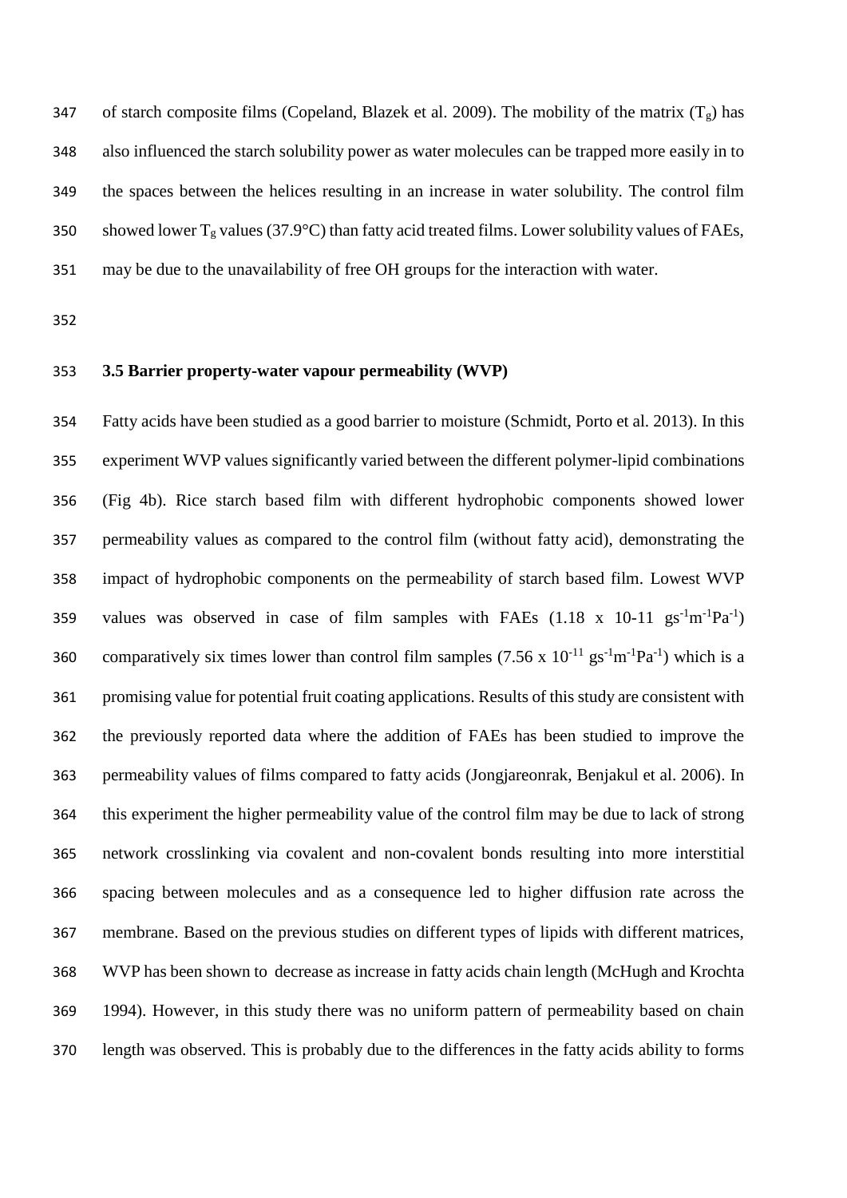of starch composite films (Copeland, Blazek et al. 2009). The mobility of the matrix ($T_g$) has also influenced the starch solubility power as water molecules can be trapped more easily in to the spaces between the helices resulting in an increase in water solubility. The control film showed lower $T_g$ values (37.9°C) than fatty acid treated films. Lower solubility values of FAEs, may be due to the unavailability of free OH groups for the interaction with water.

### 3.5 Barrier property-water vapour permeability (WVP)

Fatty acids have been studied as a good barrier to moisture (Schmidt, Porto et al. 2013). In this experiment WVP values significantly varied between the different polymer-lipid combinations (Fig 4b). Rice starch based film with different hydrophobic components showed lower permeability values as compared to the control film (without fatty acid), demonstrating the impact of hydrophobic components on the permeability of starch based film. Lowest WVP values was observed in case of film samples with FAEs (1.18 x 10-11 $gs^{-1}m^{-1}Pa^{-1}$) comparatively six times lower than control film samples (7.56 x $10^{-11}$ $gs^{-1}m^{-1}Pa^{-1}$) which is a promising value for potential fruit coating applications. Results of this study are consistent with the previously reported data where the addition of FAEs has been studied to improve the permeability values of films compared to fatty acids (Jongjareonrak, Benjakul et al. 2006). In this experiment the higher permeability value of the control film may be due to lack of strong network crosslinking via covalent and non-covalent bonds resulting into more interstitial spacing between molecules and as a consequence led to higher diffusion rate across the membrane. Based on the previous studies on different types of lipids with different matrices, WVP has been shown to decrease as increase in fatty acids chain length (McHugh and Krochta 1994). However, in this study there was no uniform pattern of permeability based on chain length was observed. This is probably due to the differences in the fatty acids ability to forms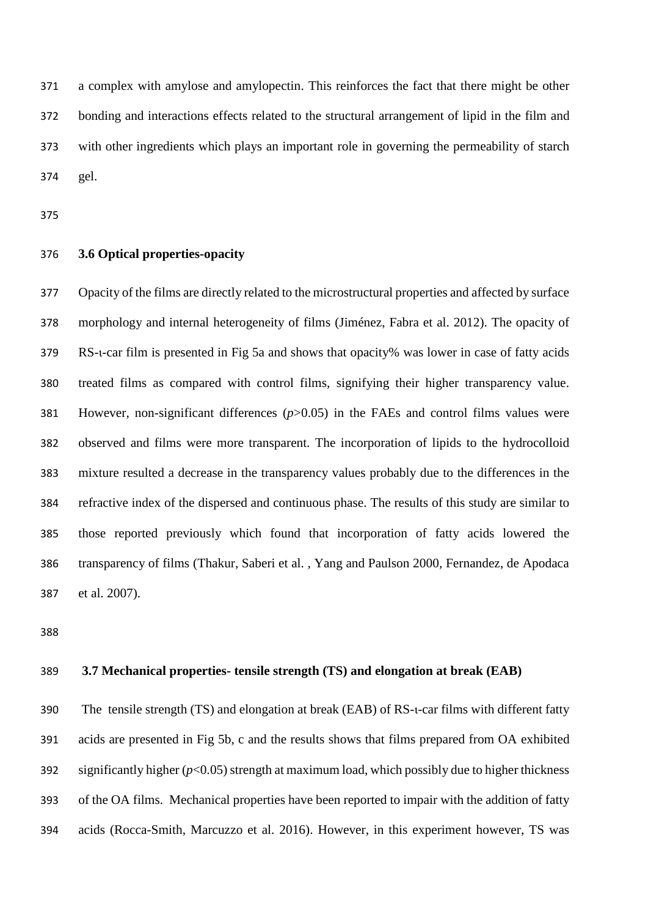a complex with amylose and amylopectin. This reinforces the fact that there might be other bonding and interactions effects related to the structural arrangement of lipid in the film and with other ingredients which plays an important role in governing the permeability of starch gel.

### 3.6 Optical properties-opacity

Opacity of the films are directly related to the microstructural properties and affected by surface morphology and internal heterogeneity of films (Jiménez, Fabra et al. 2012). The opacity of RS-ι-car film is presented in Fig 5a and shows that opacity% was lower in case of fatty acids treated films as compared with control films, signifying their higher transparency value. However, non-significant differences ($p$>0.05) in the FAEs and control films values were observed and films were more transparent. The incorporation of lipids to the hydrocolloid mixture resulted a decrease in the transparency values probably due to the differences in the refractive index of the dispersed and continuous phase. The results of this study are similar to those reported previously which found that incorporation of fatty acids lowered the transparency of films (Thakur, Saberi et al. , Yang and Paulson 2000, Fernandez, de Apodaca et al. 2007).

### 3.7 Mechanical properties- tensile strength (TS) and elongation at break (EAB)

The tensile strength (TS) and elongation at break (EAB) of RS-ι-car films with different fatty acids are presented in Fig 5b, c and the results shows that films prepared from OA exhibited significantly higher ($p$<0.05) strength at maximum load, which possibly due to higher thickness of the OA films. Mechanical properties have been reported to impair with the addition of fatty acids (Rocca-Smith, Marcuzzo et al. 2016). However, in this experiment however, TS was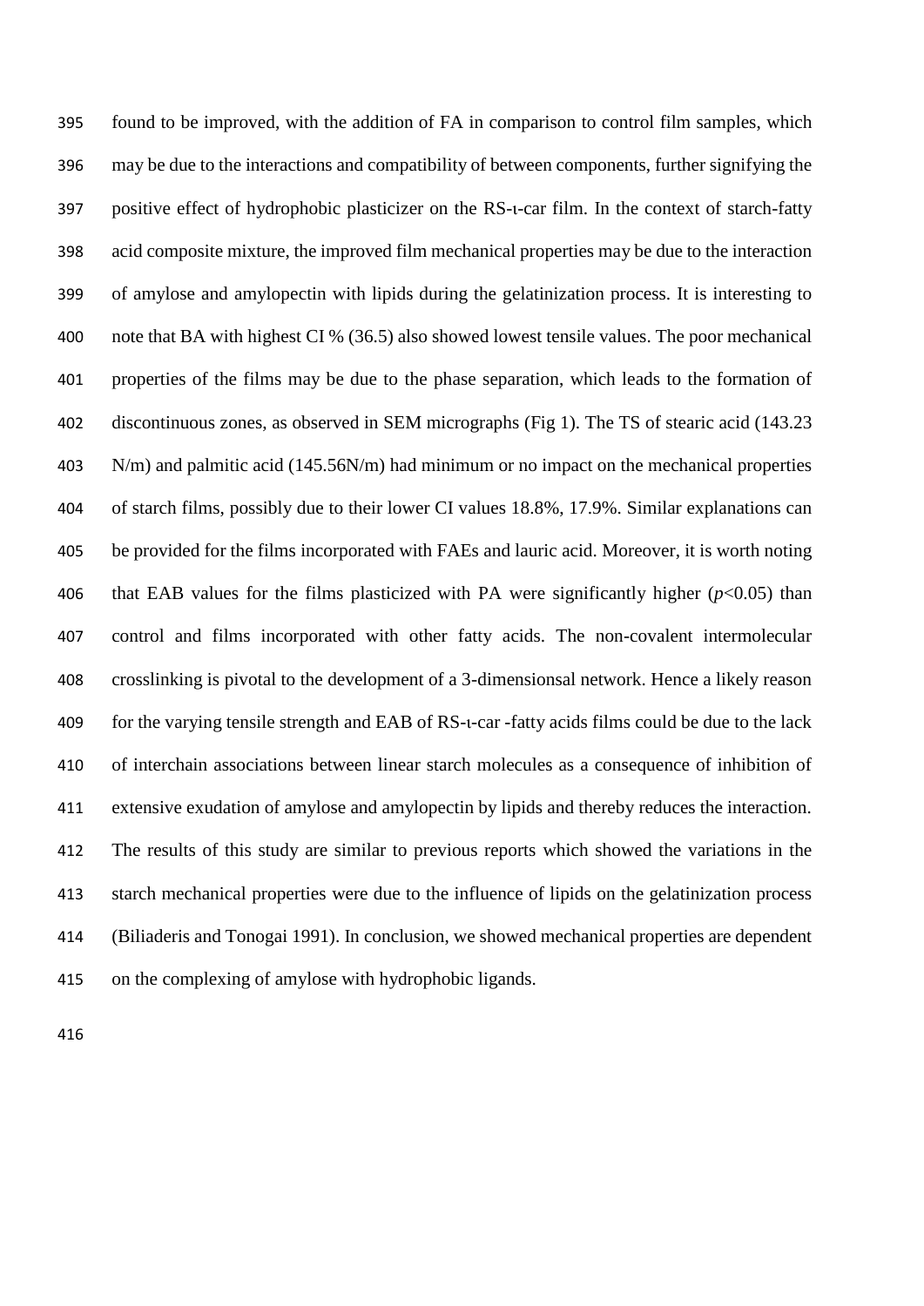found to be improved, with the addition of FA in comparison to control film samples, which may be due to the interactions and compatibility of between components, further signifying the positive effect of hydrophobic plasticizer on the RS-ι-car film. In the context of starch-fatty acid composite mixture, the improved film mechanical properties may be due to the interaction of amylose and amylopectin with lipids during the gelatinization process. It is interesting to note that BA with highest CI % (36.5) also showed lowest tensile values. The poor mechanical properties of the films may be due to the phase separation, which leads to the formation of discontinuous zones, as observed in SEM micrographs (Fig 1). The TS of stearic acid (143.23 N/m) and palmitic acid (145.56N/m) had minimum or no impact on the mechanical properties of starch films, possibly due to their lower CI values 18.8%, 17.9%. Similar explanations can be provided for the films incorporated with FAEs and lauric acid. Moreover, it is worth noting that EAB values for the films plasticized with PA were significantly higher ($p$<0.05) than control and films incorporated with other fatty acids. The non-covalent intermolecular crosslinking is pivotal to the development of a 3-dimensionsal network. Hence a likely reason for the varying tensile strength and EAB of RS-ι-car -fatty acids films could be due to the lack of interchain associations between linear starch molecules as a consequence of inhibition of extensive exudation of amylose and amylopectin by lipids and thereby reduces the interaction. The results of this study are similar to previous reports which showed the variations in the starch mechanical properties were due to the influence of lipids on the gelatinization process (Biliaderis and Tonogai 1991). In conclusion, we showed mechanical properties are dependent on the complexing of amylose with hydrophobic ligands.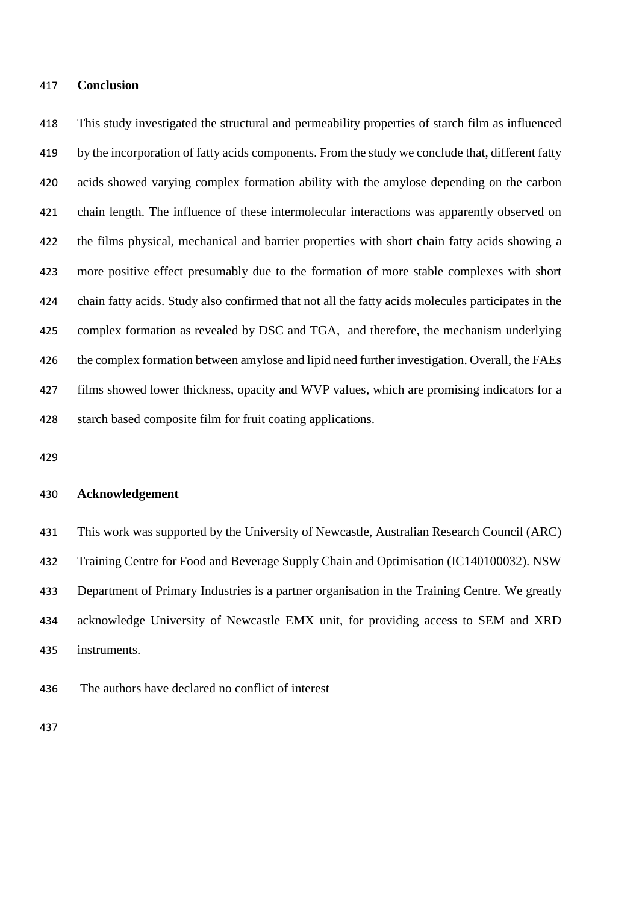## Conclusion

This study investigated the structural and permeability properties of starch film as influenced by the incorporation of fatty acids components. From the study we conclude that, different fatty acids showed varying complex formation ability with the amylose depending on the carbon chain length. The influence of these intermolecular interactions was apparently observed on the films physical, mechanical and barrier properties with short chain fatty acids showing a more positive effect presumably due to the formation of more stable complexes with short chain fatty acids. Study also confirmed that not all the fatty acids molecules participates in the complex formation as revealed by DSC and TGA, and therefore, the mechanism underlying the complex formation between amylose and lipid need further investigation. Overall, the FAEs films showed lower thickness, opacity and WVP values, which are promising indicators for a starch based composite film for fruit coating applications.

## Acknowledgement

This work was supported by the University of Newcastle, Australian Research Council (ARC) Training Centre for Food and Beverage Supply Chain and Optimisation (IC140100032). NSW Department of Primary Industries is a partner organisation in the Training Centre. We greatly acknowledge University of Newcastle EMX unit, for providing access to SEM and XRD instruments.

The authors have declared no conflict of interest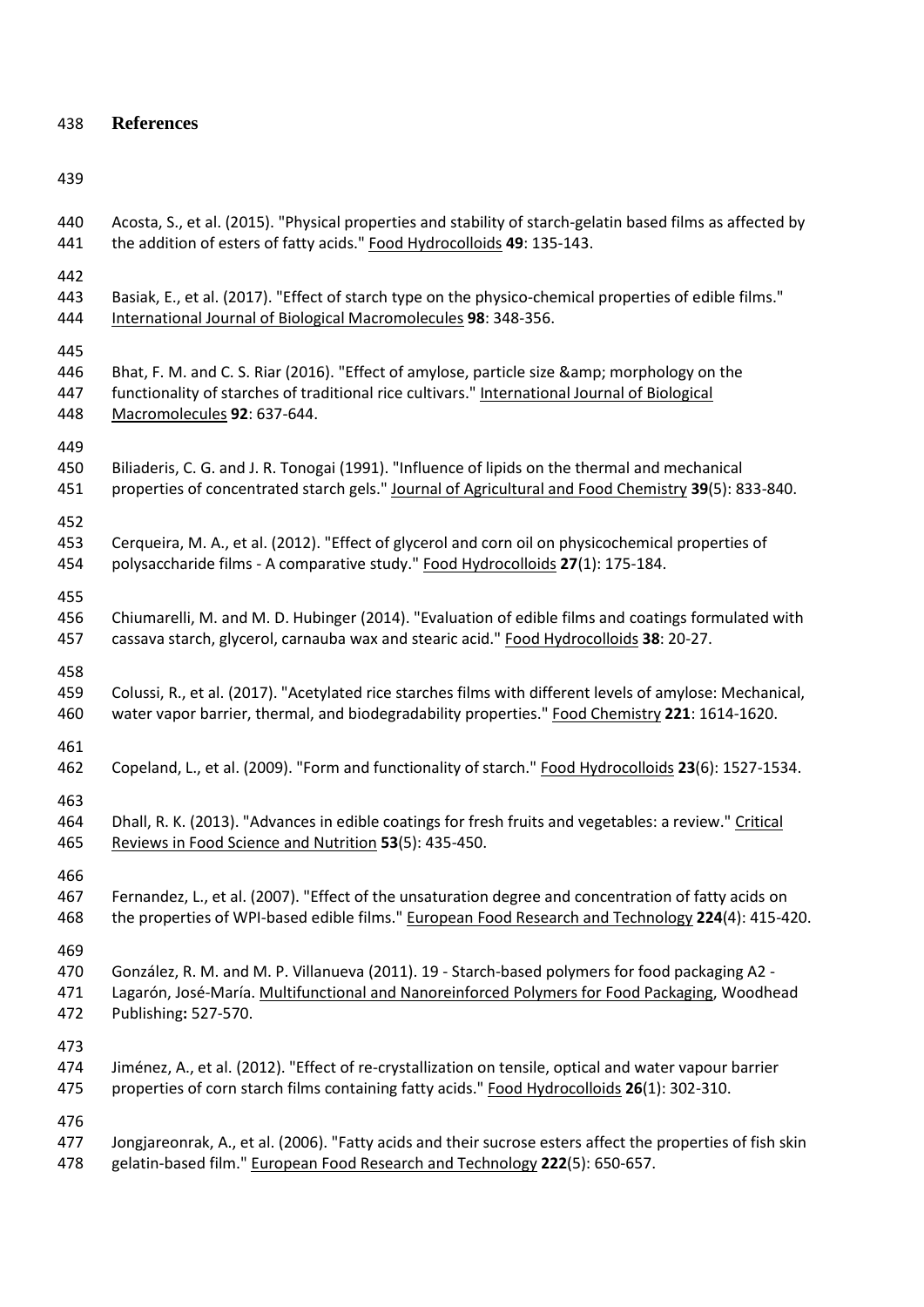## References

Acosta, S., et al. (2015). "Physical properties and stability of starch-gelatin based films as affected by the addition of esters of fatty acids." Food Hydrocolloids **49**: 135-143.

Basiak, E., et al. (2017). "Effect of starch type on the physico-chemical properties of edible films." International Journal of Biological Macromolecules **98**: 348-356.

Bhat, F. M. and C. S. Riar (2016). "Effect of amylose, particle size &amp; morphology on the functionality of starches of traditional rice cultivars." International Journal of Biological Macromolecules **92**: 637-644.

Biliaderis, C. G. and J. R. Tonogai (1991). "Influence of lipids on the thermal and mechanical properties of concentrated starch gels." Journal of Agricultural and Food Chemistry **39**(5): 833-840.

Cerqueira, M. A., et al. (2012). "Effect of glycerol and corn oil on physicochemical properties of polysaccharide films - A comparative study." Food Hydrocolloids **27**(1): 175-184.

Chiumarelli, M. and M. D. Hubinger (2014). "Evaluation of edible films and coatings formulated with cassava starch, glycerol, carnauba wax and stearic acid." Food Hydrocolloids **38**: 20-27.

Colussi, R., et al. (2017). "Acetylated rice starches films with different levels of amylose: Mechanical, water vapor barrier, thermal, and biodegradability properties." Food Chemistry **221**: 1614-1620.

Copeland, L., et al. (2009). "Form and functionality of starch." Food Hydrocolloids **23**(6): 1527-1534.

Dhall, R. K. (2013). "Advances in edible coatings for fresh fruits and vegetables: a review." Critical Reviews in Food Science and Nutrition **53**(5): 435-450.

Fernandez, L., et al. (2007). "Effect of the unsaturation degree and concentration of fatty acids on the properties of WPI-based edible films." European Food Research and Technology **224**(4): 415-420.

González, R. M. and M. P. Villanueva (2011). 19 - Starch-based polymers for food packaging A2 - Lagarón, José-María. Multifunctional and Nanoreinforced Polymers for Food Packaging, Woodhead Publishing**:** 527-570.

Jiménez, A., et al. (2012). "Effect of re-crystallization on tensile, optical and water vapour barrier properties of corn starch films containing fatty acids." Food Hydrocolloids **26**(1): 302-310.

Jongjareonrak, A., et al. (2006). "Fatty acids and their sucrose esters affect the properties of fish skin gelatin-based film." European Food Research and Technology **222**(5): 650-657.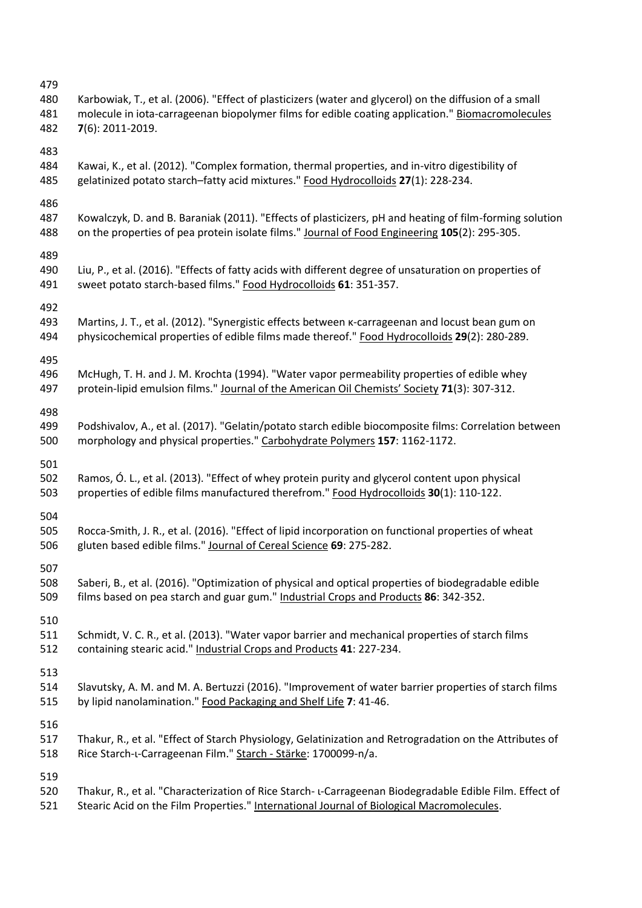Karbowiak, T., et al. (2006). "Effect of plasticizers (water and glycerol) on the diffusion of a small molecule in iota-carrageenan biopolymer films for edible coating application." Biomacromolecules **7**(6): 2011-2019.

Kawai, K., et al. (2012). "Complex formation, thermal properties, and in-vitro digestibility of gelatinized potato starch–fatty acid mixtures." Food Hydrocolloids **27**(1): 228-234.

Kowalczyk, D. and B. Baraniak (2011). "Effects of plasticizers, pH and heating of film-forming solution on the properties of pea protein isolate films." Journal of Food Engineering **105**(2): 295-305.

Liu, P., et al. (2016). "Effects of fatty acids with different degree of unsaturation on properties of sweet potato starch-based films." Food Hydrocolloids **61**: 351-357.

Martins, J. T., et al. (2012). "Synergistic effects between κ-carrageenan and locust bean gum on physicochemical properties of edible films made thereof." Food Hydrocolloids **29**(2): 280-289.

McHugh, T. H. and J. M. Krochta (1994). "Water vapor permeability properties of edible whey protein-lipid emulsion films." Journal of the American Oil Chemists' Society **71**(3): 307-312.

Podshivalov, A., et al. (2017). "Gelatin/potato starch edible biocomposite films: Correlation between morphology and physical properties." Carbohydrate Polymers **157**: 1162-1172.

Ramos, Ó. L., et al. (2013). "Effect of whey protein purity and glycerol content upon physical properties of edible films manufactured therefrom." Food Hydrocolloids **30**(1): 110-122.

Rocca-Smith, J. R., et al. (2016). "Effect of lipid incorporation on functional properties of wheat gluten based edible films." Journal of Cereal Science **69**: 275-282.

Saberi, B., et al. (2016). "Optimization of physical and optical properties of biodegradable edible films based on pea starch and guar gum." Industrial Crops and Products **86**: 342-352.

Schmidt, V. C. R., et al. (2013). "Water vapor barrier and mechanical properties of starch films containing stearic acid." Industrial Crops and Products **41**: 227-234.

Slavutsky, A. M. and M. A. Bertuzzi (2016). "Improvement of water barrier properties of starch films by lipid nanolamination." Food Packaging and Shelf Life **7**: 41-46.

Thakur, R., et al. "Effect of Starch Physiology, Gelatinization and Retrogradation on the Attributes of Rice Starch-ι-Carrageenan Film." Starch - Stärke: 1700099-n/a.

Thakur, R., et al. "Characterization of Rice Starch- ι-Carrageenan Biodegradable Edible Film. Effect of Stearic Acid on the Film Properties." International Journal of Biological Macromolecules.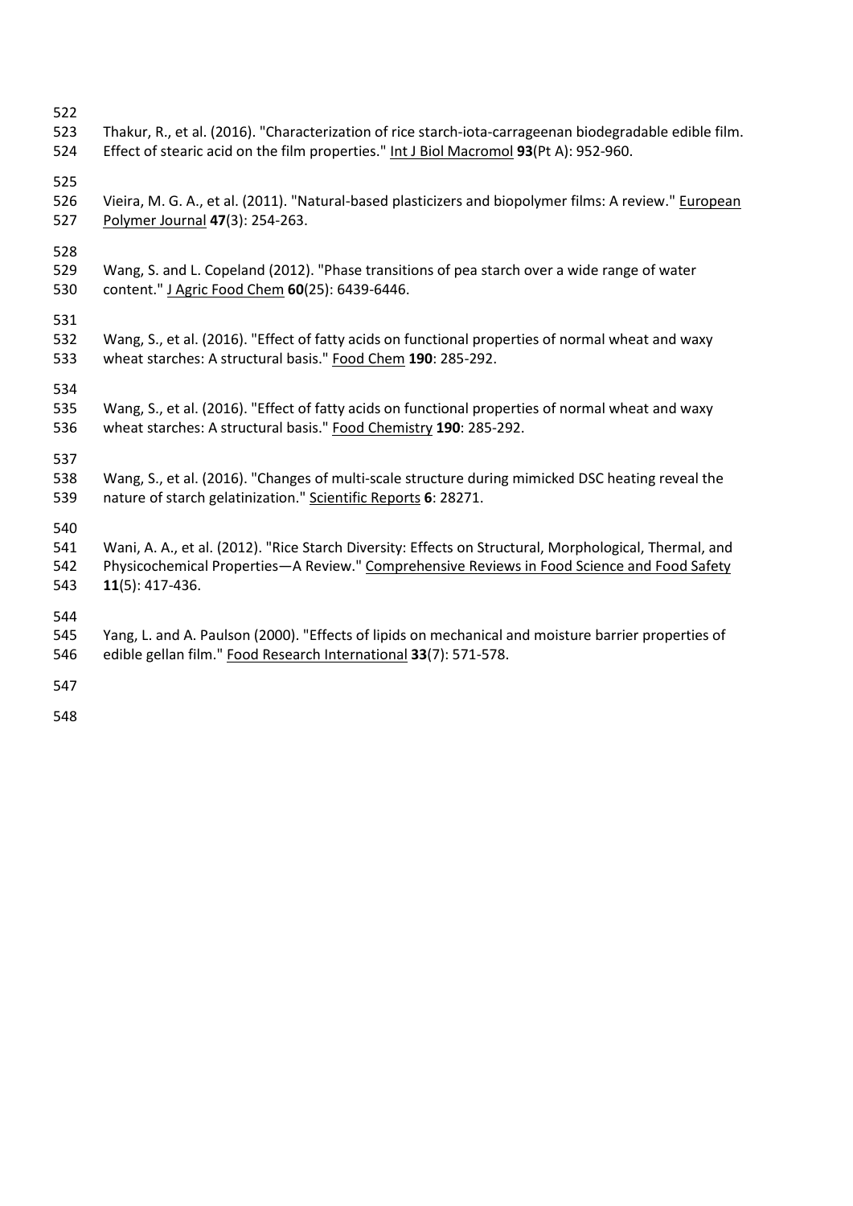Thakur, R., et al. (2016). "Characterization of rice starch-iota-carrageenan biodegradable edible film. Effect of stearic acid on the film properties." Int J Biol Macromol **93**(Pt A): 952-960.

Vieira, M. G. A., et al. (2011). "Natural-based plasticizers and biopolymer films: A review." European Polymer Journal **47**(3): 254-263.

Wang, S. and L. Copeland (2012). "Phase transitions of pea starch over a wide range of water content." J Agric Food Chem **60**(25): 6439-6446.

Wang, S., et al. (2016). "Effect of fatty acids on functional properties of normal wheat and waxy wheat starches: A structural basis." Food Chem **190**: 285-292.

Wang, S., et al. (2016). "Effect of fatty acids on functional properties of normal wheat and waxy wheat starches: A structural basis." Food Chemistry **190**: 285-292.

Wang, S., et al. (2016). "Changes of multi-scale structure during mimicked DSC heating reveal the nature of starch gelatinization." Scientific Reports **6**: 28271.

Wani, A. A., et al. (2012). "Rice Starch Diversity: Effects on Structural, Morphological, Thermal, and Physicochemical Properties—A Review." Comprehensive Reviews in Food Science and Food Safety **11**(5): 417-436.

Yang, L. and A. Paulson (2000). "Effects of lipids on mechanical and moisture barrier properties of edible gellan film." Food Research International **33**(7): 571-578.